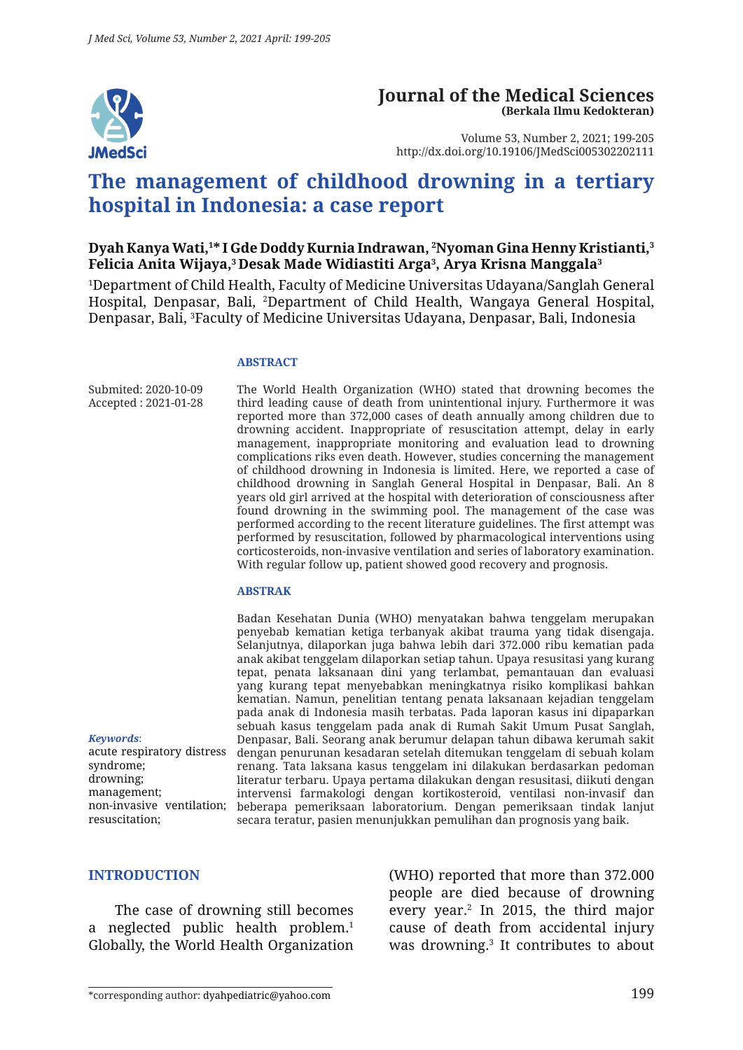# Journal of the Medical Sciences
**(Berkala Ilmu Kedokteran)**

Volume 53, Number 2, 2021; 199-205
http://dx.doi.org/10.19106/JMedSci005302202111

# The management of childhood drowning in a tertiary hospital in Indonesia: a case report

**Dyah Kanya Wati,[1]* I Gde Doddy Kurnia Indrawan, [2]Nyoman Gina Henny Kristianti,[3] Felicia Anita Wijaya,[3] Desak Made Widiastiti Arga[3], Arya Krisna Manggala[3]**

[1]Department of Child Health, Faculty of Medicine Universitas Udayana/Sanglah General Hospital, Denpasar, Bali, [2]Department of Child Health, Wangaya General Hospital, Denpasar, Bali, [3]Faculty of Medicine Universitas Udayana, Denpasar, Bali, Indonesia

Submited: 2020-10-09
Accepted : 2021-01-28

## ABSTRACT

The World Health Organization (WHO) stated that drowning becomes the third leading cause of death from unintentional injury. Furthermore it was reported more than 372,000 cases of death annually among children due to drowning accident. Inappropriate of resuscitation attempt, delay in early management, inappropriate monitoring and evaluation lead to drowning complications riks even death. However, studies concerning the management of childhood drowning in Indonesia is limited. Here, we reported a case of childhood drowning in Sanglah General Hospital in Denpasar, Bali. An 8 years old girl arrived at the hospital with deterioration of consciousness after found drowning in the swimming pool. The management of the case was performed according to the recent literature guidelines. The first attempt was performed by resuscitation, followed by pharmacological interventions using corticosteroids, non-invasive ventilation and series of laboratory examination. With regular follow up, patient showed good recovery and prognosis.

## ABSTRAK

Badan Kesehatan Dunia (WHO) menyatakan bahwa tenggelam merupakan penyebab kematian ketiga terbanyak akibat trauma yang tidak disengaja. Selanjutnya, dilaporkan juga bahwa lebih dari 372.000 ribu kematian pada anak akibat tenggelam dilaporkan setiap tahun. Upaya resusitasi yang kurang tepat, penata laksanaan dini yang terlambat, pemantauan dan evaluasi yang kurang tepat menyebabkan meningkatnya risiko komplikasi bahkan kematian. Namun, penelitian tentang penata laksanaan kejadian tenggelam pada anak di Indonesia masih terbatas. Pada laporan kasus ini dipaparkan sebuah kasus tenggelam pada anak di Rumah Sakit Umum Pusat Sanglah, Denpasar, Bali. Seorang anak berumur delapan tahun dibawa kerumah sakit dengan penurunan kesadaran setelah ditemukan tenggelam di sebuah kolam renang. Tata laksana kasus tenggelam ini dilakukan berdasarkan pedoman literatur terbaru. Upaya pertama dilakukan dengan resusitasi, diikuti dengan intervensi farmakologi dengan kortikosteroid, ventilasi non-invasif dan beberapa pemeriksaan laboratorium. Dengan pemeriksaan tindak lanjut secara teratur, pasien menunjukkan pemulihan dan prognosis yang baik.

*Keywords*:
acute respiratory distress syndrome;
drowning;
management;
non-invasive ventilation;
resuscitation;

## INTRODUCTION

The case of drowning still becomes a neglected public health problem.[1] Globally, the World Health Organization (WHO) reported that more than 372.000 people are died because of drowning every year.[2] In 2015, the third major cause of death from accidental injury was drowning.[3] It contributes to about

*corresponding author: dyahpediatric@yahoo.com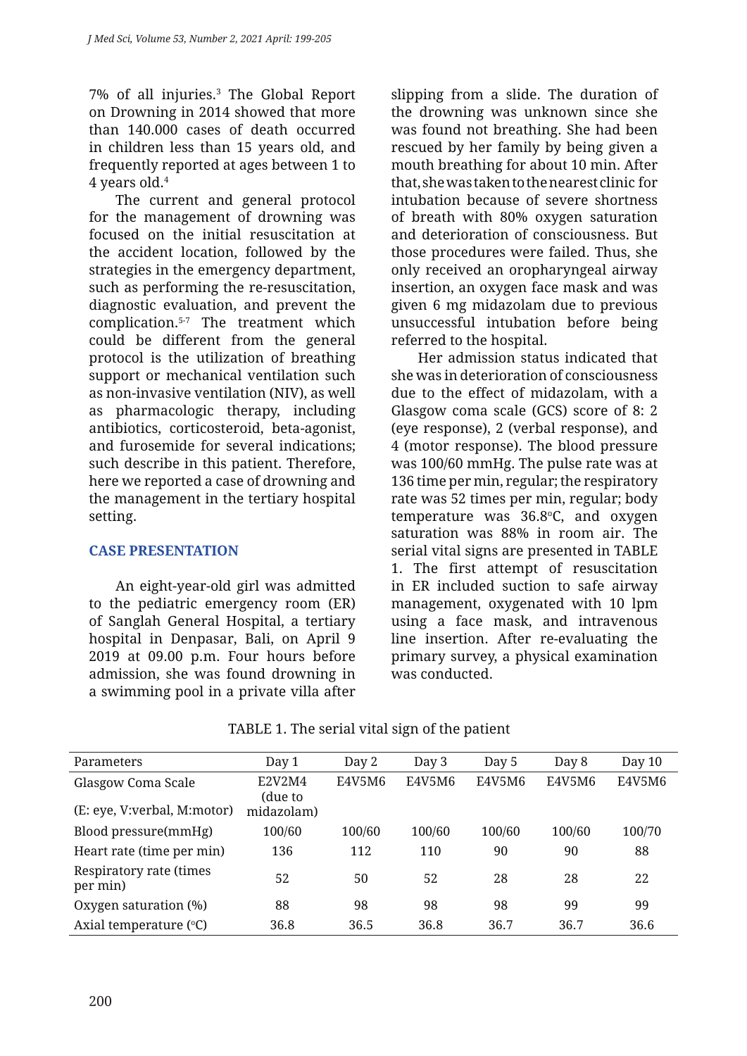7% of all injuries.[3] The Global Report on Drowning in 2014 showed that more than 140.000 cases of death occurred in children less than 15 years old, and frequently reported at ages between 1 to 4 years old.[4]

The current and general protocol for the management of drowning was focused on the initial resuscitation at the accident location, followed by the strategies in the emergency department, such as performing the re-resuscitation, diagnostic evaluation, and prevent the complication.[5-7] The treatment which could be different from the general protocol is the utilization of breathing support or mechanical ventilation such as non-invasive ventilation (NIV), as well as pharmacologic therapy, including antibiotics, corticosteroid, beta-agonist, and furosemide for several indications; such describe in this patient. Therefore, here we reported a case of drowning and the management in the tertiary hospital setting.

## CASE PRESENTATION

An eight-year-old girl was admitted to the pediatric emergency room (ER) of Sanglah General Hospital, a tertiary hospital in Denpasar, Bali, on April 9 2019 at 09.00 p.m. Four hours before admission, she was found drowning in a swimming pool in a private villa after slipping from a slide. The duration of the drowning was unknown since she was found not breathing. She had been rescued by her family by being given a mouth breathing for about 10 min. After that, she was taken to the nearest clinic for intubation because of severe shortness of breath with 80% oxygen saturation and deterioration of consciousness. But those procedures were failed. Thus, she only received an oropharyngeal airway insertion, an oxygen face mask and was given 6 mg midazolam due to previous unsuccessful intubation before being referred to the hospital.

Her admission status indicated that she was in deterioration of consciousness due to the effect of midazolam, with a Glasgow coma scale (GCS) score of 8: 2 (eye response), 2 (verbal response), and 4 (motor response). The blood pressure was 100/60 mmHg. The pulse rate was at 136 time per min, regular; the respiratory rate was 52 times per min, regular; body temperature was 36.8°C, and oxygen saturation was 88% in room air. The serial vital signs are presented in TABLE 1. The first attempt of resuscitation in ER included suction to safe airway management, oxygenated with 10 lpm using a face mask, and intravenous line insertion. After re-evaluating the primary survey, a physical examination was conducted.

TABLE 1. The serial vital sign of the patient

| Parameters | Day 1 | Day 2 | Day 3 | Day 5 | Day 8 | Day 10 |
|---|---|---|---|---|---|---|
| Glasgow Coma Scale (E: eye, V:verbal, M:motor) | E2V2M4 (due to midazolam) | E4V5M6 | E4V5M6 | E4V5M6 | E4V5M6 | E4V5M6 |
| Blood pressure(mmHg) | 100/60 | 100/60 | 100/60 | 100/60 | 100/60 | 100/70 |
| Heart rate (time per min) | 136 | 112 | 110 | 90 | 90 | 88 |
| Respiratory rate (times per min) | 52 | 50 | 52 | 28 | 28 | 22 |
| Oxygen saturation (%) | 88 | 98 | 98 | 98 | 99 | 99 |
| Axial temperature (°C) | 36.8 | 36.5 | 36.8 | 36.7 | 36.7 | 36.6 |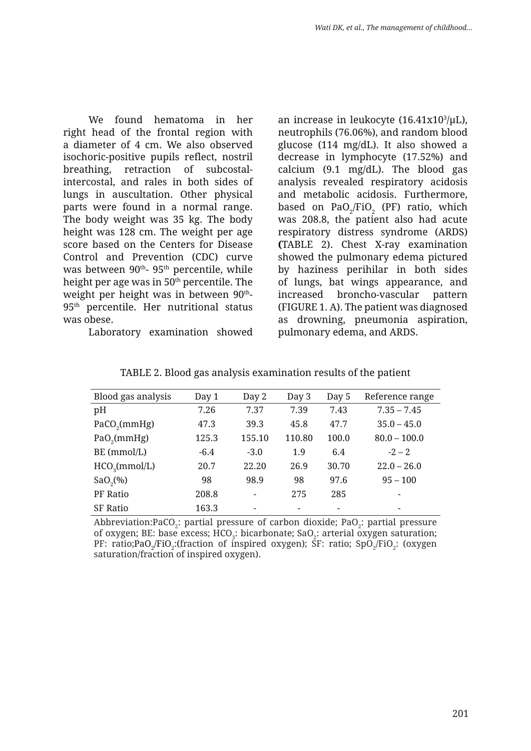We found hematoma in her right head of the frontal region with a diameter of 4 cm. We also observed isochoric-positive pupils reflect, nostril breathing, retraction of subcostal-intercostal, and rales in both sides of lungs in auscultation. Other physical parts were found in a normal range. The body weight was 35 kg. The body height was 128 cm. The weight per age score based on the Centers for Disease Control and Prevention (CDC) curve was between $90^{th}$- $95^{th}$ percentile, while height per age was in $50^{th}$ percentile. The weight per height was in between $90^{th}$-$95^{th}$ percentile. Her nutritional status was obese.

Laboratory examination showed an increase in leukocyte (16.41x$10^3$/μL), neutrophils (76.06%), and random blood glucose (114 mg/dL). It also showed a decrease in lymphocyte (17.52%) and calcium (9.1 mg/dL). The blood gas analysis revealed respiratory acidosis and metabolic acidosis. Furthermore, based on $PaO_2/FiO_2$ (PF) ratio, which was 208.8, the patient also had acute respiratory distress syndrome (ARDS) **(**TABLE 2). Chest X-ray examination showed the pulmonary edema pictured by haziness perihilar in both sides of lungs, bat wings appearance, and increased broncho-vascular pattern (FIGURE 1. A). The patient was diagnosed as drowning, pneumonia aspiration, pulmonary edema, and ARDS.

TABLE 2. Blood gas analysis examination results of the patient

| Blood gas analysis | Day 1 | Day 2 | Day 3 | Day 5 | Reference range |
|---|---|---|---|---|---|
| pH | 7.26 | 7.37 | 7.39 | 7.43 | 7.35 – 7.45 |
| $PaCO_2$(mmHg) | 47.3 | 39.3 | 45.8 | 47.7 | 35.0 – 45.0 |
| $PaO_2$(mmHg) | 125.3 | 155.10 | 110.80 | 100.0 | 80.0 – 100.0 |
| BE (mmol/L) | -6.4 | -3.0 | 1.9 | 6.4 | -2 – 2 |
| $HCO_3$(mmol/L) | 20.7 | 22.20 | 26.9 | 30.70 | 22.0 – 26.0 |
| $SaO_2$(%) | 98 | 98.9 | 98 | 97.6 | 95 – 100 |
| PF Ratio | 208.8 | - | 275 | 285 | - |
| SF Ratio | 163.3 | - | - | - | - |

Abbreviation:$PaCO_2$: partial pressure of carbon dioxide; $PaO_2$: partial pressure of oxygen; BE: base excess; $HCO_3$: bicarbonate; $SaO_2$: arterial oxygen saturation; PF: ratio;$PaO_2/FiO_2$:(fraction of inspired oxygen); SF: ratio; $SpO_2/FiO_2$: (oxygen saturation/fraction of inspired oxygen).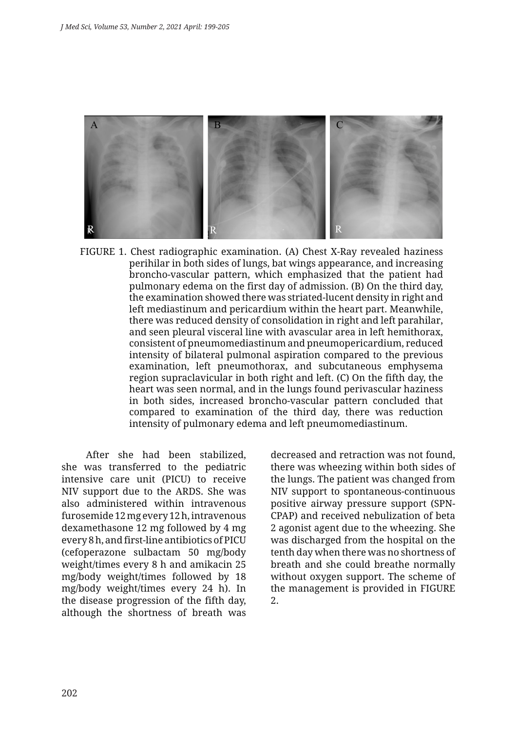FIGURE 1. Chest radiographic examination. (A) Chest X-Ray revealed haziness perihilar in both sides of lungs, bat wings appearance, and increasing broncho-vascular pattern, which emphasized that the patient had pulmonary edema on the first day of admission. (B) On the third day, the examination showed there was striated-lucent density in right and left mediastinum and pericardium within the heart part. Meanwhile, there was reduced density of consolidation in right and left parahilar, and seen pleural visceral line with avascular area in left hemithorax, consistent of pneumomediastinum and pneumopericardium, reduced intensity of bilateral pulmonal aspiration compared to the previous examination, left pneumothorax, and subcutaneous emphysema region supraclavicular in both right and left. (C) On the fifth day, the heart was seen normal, and in the lungs found perivascular haziness in both sides, increased broncho-vascular pattern concluded that compared to examination of the third day, there was reduction intensity of pulmonary edema and left pneumomediastinum.

After she had been stabilized, she was transferred to the pediatric intensive care unit (PICU) to receive NIV support due to the ARDS. She was also administered within intravenous furosemide 12 mg every 12 h, intravenous dexamethasone 12 mg followed by 4 mg every 8 h, and first-line antibiotics of PICU (cefoperazone sulbactam 50 mg/body weight/times every 8 h and amikacin 25 mg/body weight/times followed by 18 mg/body weight/times every 24 h). In the disease progression of the fifth day, although the shortness of breath was decreased and retraction was not found, there was wheezing within both sides of the lungs. The patient was changed from NIV support to spontaneous-continuous positive airway pressure support (SPN-CPAP) and received nebulization of beta 2 agonist agent due to the wheezing. She was discharged from the hospital on the tenth day when there was no shortness of breath and she could breathe normally without oxygen support. The scheme of the management is provided in FIGURE 2.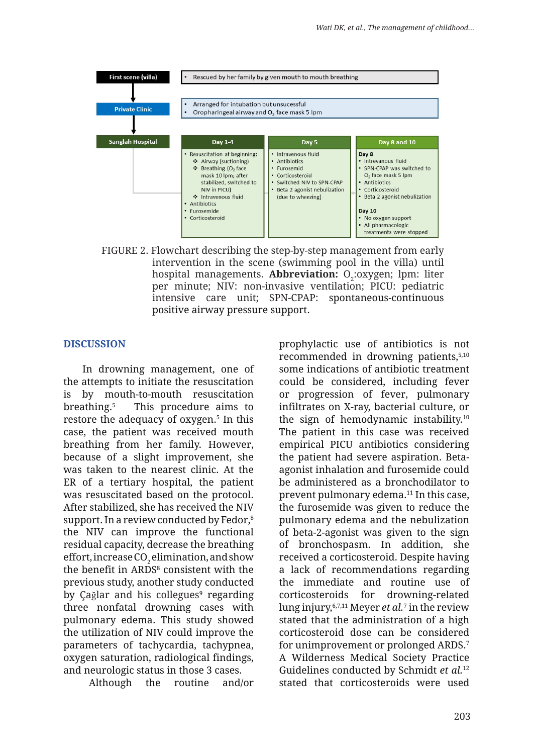First scene (villa)

- Rescued by her family by given mouth to mouth breathing

Private Clinic

- Arranged for intubation but unsucessful
- Oropharingeal airway and $O_2$ face mask 5 lpm

Sanglah Hospital

**Day 1-4**

- Resuscitation at beginning:
  - Airway (suctioning)
  - Breathing ($O_2$ face mask 10 lpm; after stabilized, switched to NIV in PICU)
  - Intravenous fluid
- Antibiotics
- Furosemide
- Corticosteroid

**Day 5**

- Intravenous fluid
- Antibiotics
- Furosemid
- Corticosteroid
- Switched NIV to SPN-CPAP
- Beta 2 agonist nebulization (due to wheezing)

**Day 8 and 10**

Day 8

- Intrevanous fluid
- SPN-CPAP was switched to $O_2$ face mask 5 lpm
- Antibiotics
- Corticosteroid
- Beta 2 agonist nebulization

Day 10

- No oxygen support
- All pharmacologic treatments were stopped

FIGURE 2. Flowchart describing the step-by-step management from early intervention in the scene (swimming pool in the villa) until hospital managements. **Abbreviation:** $O_2$:oxygen; lpm: liter per minute; NIV: non-invasive ventilation; PICU: pediatric intensive care unit; SPN-CPAP: spontaneous-continuous positive airway pressure support.

## DISCUSSION

In drowning management, one of the attempts to initiate the resuscitation is by mouth-to-mouth resuscitation breathing.[5] This procedure aims to restore the adequacy of oxygen.[5] In this case, the patient was received mouth breathing from her family. However, because of a slight improvement, she was taken to the nearest clinic. At the ER of a tertiary hospital, the patient was resuscitated based on the protocol. After stabilized, she has received the NIV support. In a review conducted by Fedor,[8] the NIV can improve the functional residual capacity, decrease the breathing effort, increase $CO_2$ elimination, and show the benefit in ARDS[8] consistent with the previous study, another study conducted by Çağlar and his collegues[9] regarding three nonfatal drowning cases with pulmonary edema. This study showed the utilization of NIV could improve the parameters of tachycardia, tachypnea, oxygen saturation, radiological findings, and neurologic status in those 3 cases.

Although the routine and/or prophylactic use of antibiotics is not recommended in drowning patients,[5,10] some indications of antibiotic treatment could be considered, including fever or progression of fever, pulmonary infiltrates on X-ray, bacterial culture, or the sign of hemodynamic instability.[10] The patient in this case was received empirical PICU antibiotics considering the patient had severe aspiration. Beta-agonist inhalation and furosemide could be administered as a bronchodilator to prevent pulmonary edema.[11] In this case, the furosemide was given to reduce the pulmonary edema and the nebulization of beta-2-agonist was given to the sign of bronchospasm. In addition, she received a corticosteroid. Despite having a lack of recommendations regarding the immediate and routine use of corticosteroids for drowning-related lung injury,[6,7,11] Meyer *et al.*[7] in the review stated that the administration of a high corticosteroid dose can be considered for unimprovement or prolonged ARDS.[7] A Wilderness Medical Society Practice Guidelines conducted by Schmidt *et al.*[12] stated that corticosteroids were used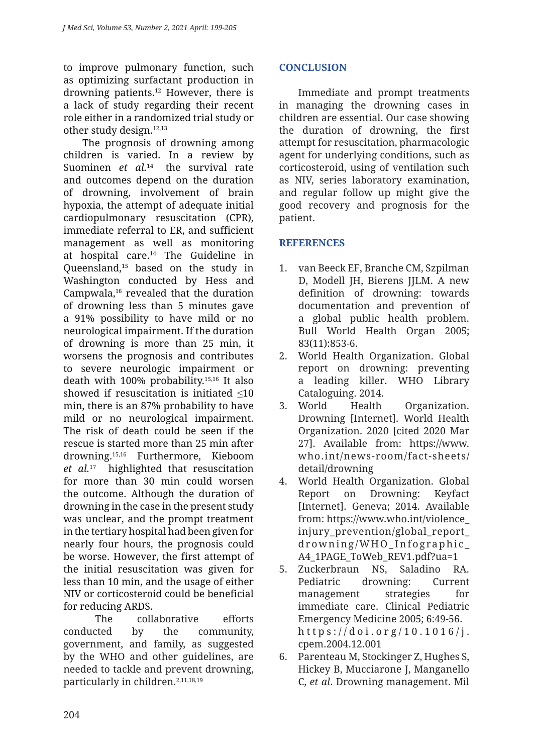to improve pulmonary function, such as optimizing surfactant production in drowning patients.[12] However, there is a lack of study regarding their recent role either in a randomized trial study or other study design.[12,13]

The prognosis of drowning among children is varied. In a review by Suominen *et al.*[14] the survival rate and outcomes depend on the duration of drowning, involvement of brain hypoxia, the attempt of adequate initial cardiopulmonary resuscitation (CPR), immediate referral to ER, and sufficient management as well as monitoring at hospital care.[14] The Guideline in Queensland,[15] based on the study in Washington conducted by Hess and Campwala,[16] revealed that the duration of drowning less than 5 minutes gave a 91% possibility to have mild or no neurological impairment. If the duration of drowning is more than 25 min, it worsens the prognosis and contributes to severe neurologic impairment or death with 100% probability.[15,16] It also showed if resuscitation is initiated ≤10 min, there is an 87% probability to have mild or no neurological impairment. The risk of death could be seen if the rescue is started more than 25 min after drowning.[15,16] Furthermore, Kieboom *et al.*[17] highlighted that resuscitation for more than 30 min could worsen the outcome. Although the duration of drowning in the case in the present study was unclear, and the prompt treatment in the tertiary hospital had been given for nearly four hours, the prognosis could be worse. However, the first attempt of the initial resuscitation was given for less than 10 min, and the usage of either NIV or corticosteroid could be beneficial for reducing ARDS.

The collaborative efforts conducted by the community, government, and family, as suggested by the WHO and other guidelines, are needed to tackle and prevent drowning, particularly in children.[2,11,18,19]

## CONCLUSION

Immediate and prompt treatments in managing the drowning cases in children are essential. Our case showing the duration of drowning, the first attempt for resuscitation, pharmacologic agent for underlying conditions, such as corticosteroid, using of ventilation such as NIV, series laboratory examination, and regular follow up might give the good recovery and prognosis for the patient.

## REFERENCES

1. van Beeck EF, Branche CM, Szpilman D, Modell JH, Bierens JJLM. A new definition of drowning: towards documentation and prevention of a global public health problem. Bull World Health Organ 2005; 83(11):853-6.
2. World Health Organization. Global report on drowning: preventing a leading killer. WHO Library Cataloguing. 2014.
3. World Health Organization. Drowning [Internet]. World Health Organization. 2020 [cited 2020 Mar 27]. Available from: https://www.who.int/news-room/fact-sheets/detail/drowning
4. World Health Organization. Global Report on Drowning: Keyfact [Internet]. Geneva; 2014. Available from: https://www.who.int/violence_injury_prevention/global_report_drowning/WHO_Infographic_A4_1PAGE_ToWeb_REV1.pdf?ua=1
5. Zuckerbraun NS, Saladino RA. Pediatric drowning: Current management strategies for immediate care. Clinical Pediatric Emergency Medicine 2005; 6:49-56. https://doi.org/10.1016/j.cpem.2004.12.001
6. Parenteau M, Stockinger Z, Hughes S, Hickey B, Mucciarone J, Manganello C, *et al*. Drowning management. Mil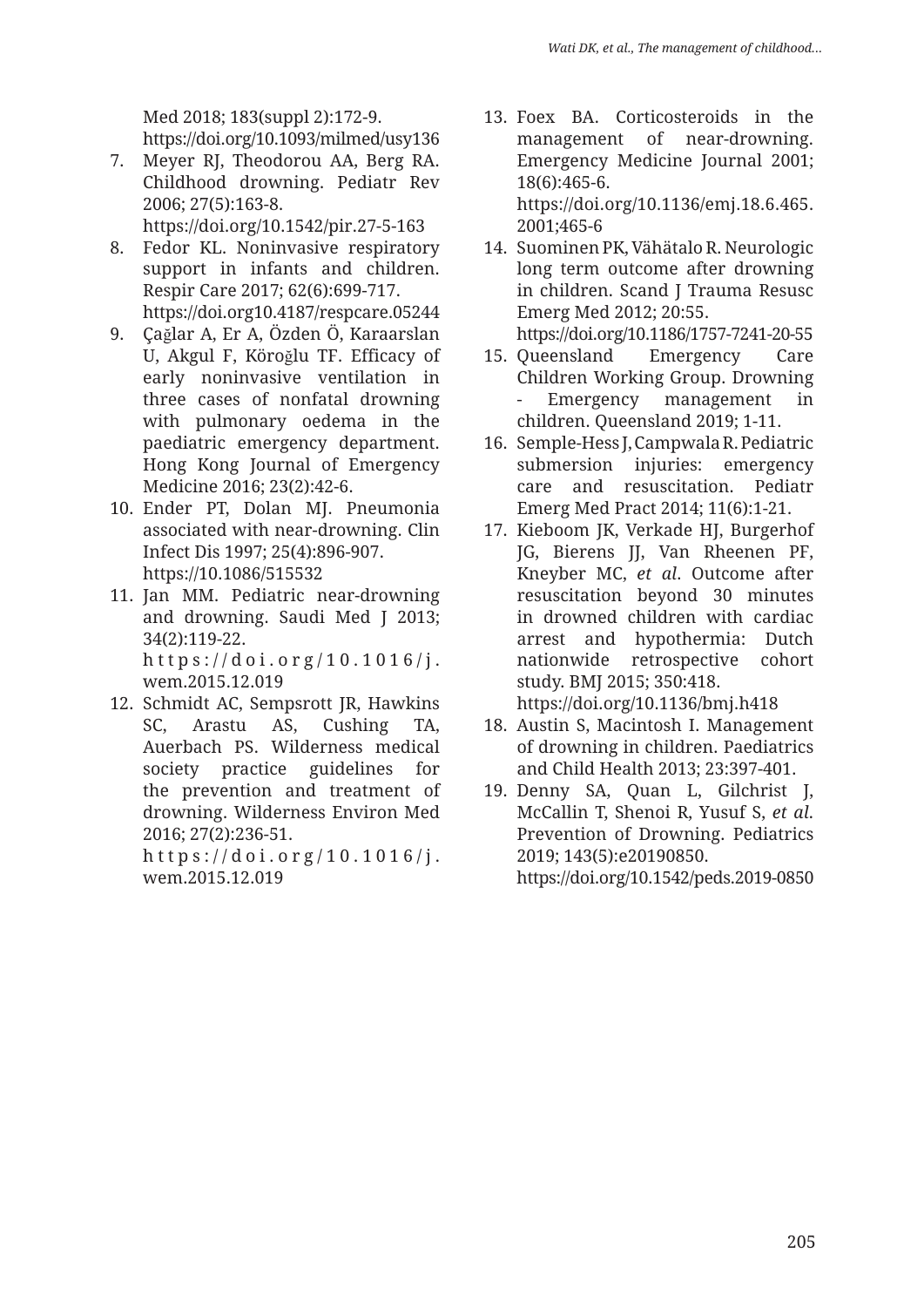Med 2018; 183(suppl 2):172-9. https://doi.org/10.1093/milmed/usy136

7. Meyer RJ, Theodorou AA, Berg RA. Childhood drowning. Pediatr Rev 2006; 27(5):163-8. https://doi.org/10.1542/pir.27-5-163
8. Fedor KL. Noninvasive respiratory support in infants and children. Respir Care 2017; 62(6):699-717. https://doi.org10.4187/respcare.05244
9. Çağlar A, Er A, Özden Ö, Karaarslan U, Akgul F, Köroğlu TF. Efficacy of early noninvasive ventilation in three cases of nonfatal drowning with pulmonary oedema in the paediatric emergency department. Hong Kong Journal of Emergency Medicine 2016; 23(2):42-6.
10. Ender PT, Dolan MJ. Pneumonia associated with near-drowning. Clin Infect Dis 1997; 25(4):896-907. https://10.1086/515532
11. Jan MM. Pediatric near-drowning and drowning. Saudi Med J 2013; 34(2):119-22. https://doi.org/10.1016/j.wem.2015.12.019
12. Schmidt AC, Sempsrott JR, Hawkins SC, Arastu AS, Cushing TA, Auerbach PS. Wilderness medical society practice guidelines for the prevention and treatment of drowning. Wilderness Environ Med 2016; 27(2):236-51. https://doi.org/10.1016/j.wem.2015.12.019
13. Foex BA. Corticosteroids in the management of near-drowning. Emergency Medicine Journal 2001; 18(6):465-6. https://doi.org/10.1136/emj.18.6.465.2001;465-6
14. Suominen PK, Vähätalo R. Neurologic long term outcome after drowning in children. Scand J Trauma Resusc Emerg Med 2012; 20:55. https://doi.org/10.1186/1757-7241-20-55
15. Queensland Emergency Care Children Working Group. Drowning - Emergency management in children. Queensland 2019; 1-11.
16. Semple-Hess J, Campwala R. Pediatric submersion injuries: emergency care and resuscitation. Pediatr Emerg Med Pract 2014; 11(6):1-21.
17. Kieboom JK, Verkade HJ, Burgerhof JG, Bierens JJ, Van Rheenen PF, Kneyber MC, *et al*. Outcome after resuscitation beyond 30 minutes in drowned children with cardiac arrest and hypothermia: Dutch nationwide retrospective cohort study. BMJ 2015; 350:418. https://doi.org/10.1136/bmj.h418
18. Austin S, Macintosh I. Management of drowning in children. Paediatrics and Child Health 2013; 23:397-401.
19. Denny SA, Quan L, Gilchrist J, McCallin T, Shenoi R, Yusuf S, *et al*. Prevention of Drowning. Pediatrics 2019; 143(5):e20190850. https://doi.org/10.1542/peds.2019-0850